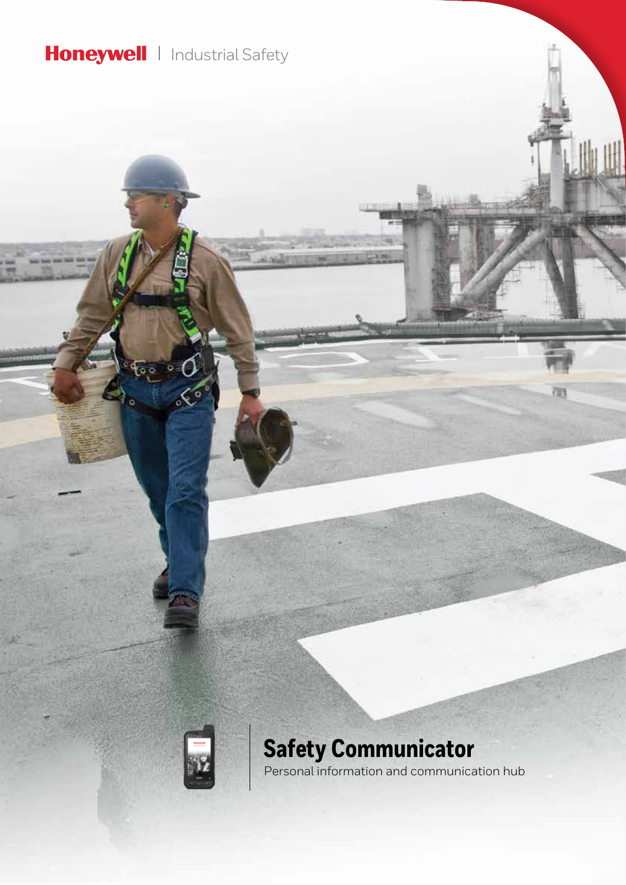Honeywell | Industrial Safety

# Safety Communicator

Personal information and communication hub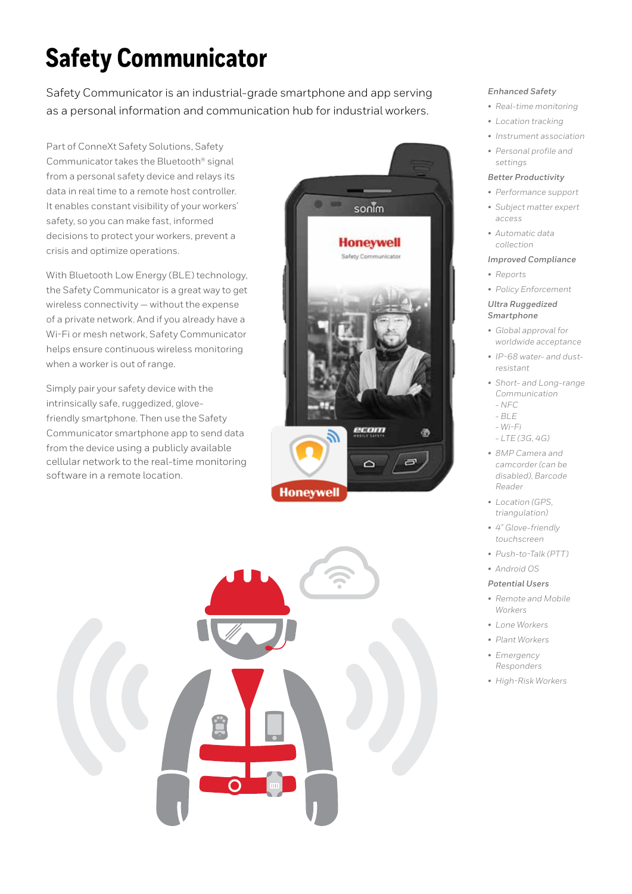# Safety Communicator

Safety Communicator is an industrial-grade smartphone and app serving as a personal information and communication hub for industrial workers.

Part of ConneXt Safety Solutions, Safety Communicator takes the Bluetooth® signal from a personal safety device and relays its data in real time to a remote host controller. It enables constant visibility of your workers' safety, so you can make fast, informed decisions to protect your workers, prevent a crisis and optimize operations.

With Bluetooth Low Energy (BLE) technology, the Safety Communicator is a great way to get wireless connectivity — without the expense of a private network. And if you already have a Wi-Fi or mesh network, Safety Communicator helps ensure continuous wireless monitoring when a worker is out of range.

Simply pair your safety device with the intrinsically safe, ruggedized, glove-friendly smartphone. Then use the Safety Communicator smartphone app to send data from the device using a publicly available cellular network to the real-time monitoring software in a remote location.

*Enhanced Safety*

- *Real-time monitoring*
- *Location tracking*
- *Instrument association*
- *Personal profile and settings*

*Better Productivity*

- *Performance support*
- *Subject matter expert access*
- *Automatic data collection*

*Improved Compliance*

- *Reports*
- *Policy Enforcement*

*Ultra Ruggedized Smartphone*

- *Global approval for worldwide acceptance*
- *IP-68 water- and dust-resistant*
- *Short- and Long-range Communication*
  - *NFC*
  - *BLE*
  - *Wi-Fi*
  - *LTE (3G, 4G)*
- *8MP Camera and camcorder (can be disabled), Barcode Reader*
- *Location (GPS, triangulation)*
- *4" Glove-friendly touchscreen*
- *Push-to-Talk (PTT)*
- *Android OS*

*Potential Users*

- *Remote and Mobile Workers*
- *Lone Workers*
- *Plant Workers*
- *Emergency Responders*
- *High-Risk Workers*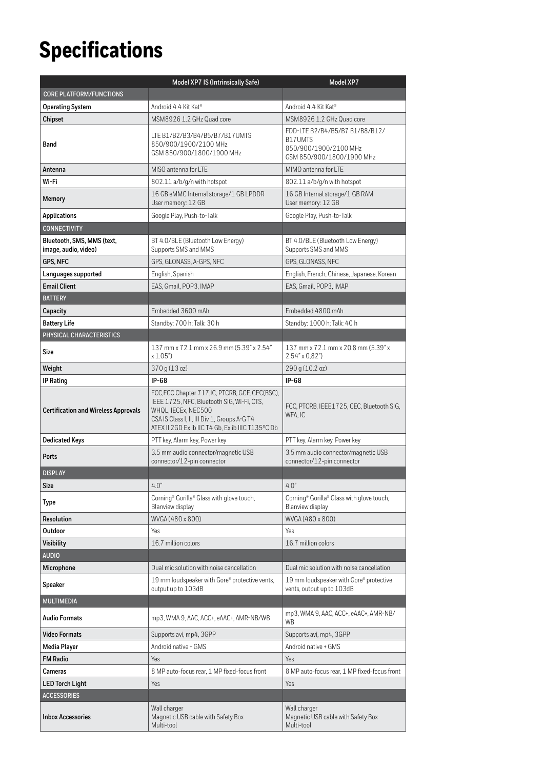# Specifications

| | Model XP7 IS (Intrinsically Safe) | Model XP7 |
|---|---|---|
| CORE PLATFORM/FUNCTIONS | | |
| **Operating System** | Android 4.4 Kit Kat® | Android 4.4 Kit Kat® |
| **Chipset** | MSM8926 1.2 GHz Quad core | MSM8926 1.2 GHz Quad core |
| **Band** | LTE B1/B2/B3/B4/B5/B7/B17UMTS 850/900/1900/2100 MHz GSM 850/900/1800/1900 MHz | FDD-LTE B2/B4/B5/B7 B1/B8/B12/ B17UMTS 850/900/1900/2100 MHz GSM 850/900/1800/1900 MHz |
| **Antenna** | MISO antenna for LTE | MIMO antenna for LTE |
| **Wi-Fi** | 802.11 a/b/g/n with hotspot | 802.11 a/b/g/n with hotspot |
| **Memory** | 16 GB eMMC Internal storage/1 GB LPDDR User memory: 12 GB | 16 GB Internal storage/1 GB RAM User memory: 12 GB |
| **Applications** | Google Play, Push-to-Talk | Google Play, Push-to-Talk |
| CONNECTIVITY | | |
| **Bluetooth, SMS, MMS (text, image, audio, video)** | BT 4.0/BLE (Bluetooth Low Energy) Supports SMS and MMS | BT 4.0/BLE (Bluetooth Low Energy) Supports SMS and MMS |
| **GPS, NFC** | GPS, GLONASS, A-GPS, NFC | GPS, GLONASS, NFC |
| **Languages supported** | English, Spanish | English, French, Chinese, Japanese, Korean |
| **Email Client** | EAS, Gmail, POP3, IMAP | EAS, Gmail, POP3, IMAP |
| BATTERY | | |
| **Capacity** | Embedded 3600 mAh | Embedded 4800 mAh |
| **Battery Life** | Standby: 700 h; Talk: 30 h | Standby: 1000 h; Talk: 40 h |
| PHYSICAL CHARACTERISTICS | | |
| **Size** | 137 mm x 72.1 mm x 26.9 mm (5.39" x 2.54" x 1.05") | 137 mm x 72.1 mm x 20.8 mm (5.39" x 2.54" x 0.82") |
| **Weight** | 370 g (13 oz) | 290 g (10.2 oz) |
| **IP Rating** | **IP-68** | **IP-68** |
| **Certification and Wireless Approvals** | FCC,FCC Chapter 717,IC, PTCRB, GCF, CEC(BSC), IEEE 1725, NFC, Bluetooth SIG, Wi-Fi, CTS, WHQL, IECEx, NEC500 CSA IS Class I, II, III Div 1, Groups A-G T4 ATEX II 2GD Ex ib IIC T4 Gb, Ex ib IIIC T135°C Db | FCC, PTCRB, IEEE1725, CEC, Bluetooth SIG, WFA, IC |
| **Dedicated Keys** | PTT key, Alarm key, Power key | PTT key, Alarm key, Power key |
| **Ports** | 3.5 mm audio connector/magnetic USB connector/12-pin connector | 3.5 mm audio connector/magnetic USB connector/12-pin connector |
| DISPLAY | | |
| **Size** | 4.0" | 4.0" |
| **Type** | Corning® Gorilla® Glass with glove touch, Blanview display | Corning® Gorilla® Glass with glove touch, Blanview display |
| **Resolution** | WVGA (480 x 800) | WVGA (480 x 800) |
| **Outdoor** | Yes | Yes |
| **Visibility** | 16.7 million colors | 16.7 million colors |
| AUDIO | | |
| **Microphone** | Dual mic solution with noise cancellation | Dual mic solution with noise cancellation |
| **Speaker** | 19 mm loudspeaker with Gore® protective vents, output up to 103dB | 19 mm loudspeaker with Gore® protective vents, output up to 103dB |
| MULTIMEDIA | | |
| **Audio Formats** | mp3, WMA 9, AAC, ACC+, eAAC+, AMR-NB/WB | mp3, WMA 9, AAC, ACC+, eAAC+, AMR-NB/ WB |
| **Video Formats** | Supports avi, mp4, 3GPP | Supports avi, mp4, 3GPP |
| **Media Player** | Android native + GMS | Android native + GMS |
| **FM Radio** | Yes | Yes |
| **Cameras** | 8 MP auto-focus rear, 1 MP fixed-focus front | 8 MP auto-focus rear, 1 MP fixed-focus front |
| **LED Torch Light** | Yes | Yes |
| ACCESSORIES | | |
| **Inbox Accessories** | Wall charger Magnetic USB cable with Safety Box Multi-tool | Wall charger Magnetic USB cable with Safety Box Multi-tool |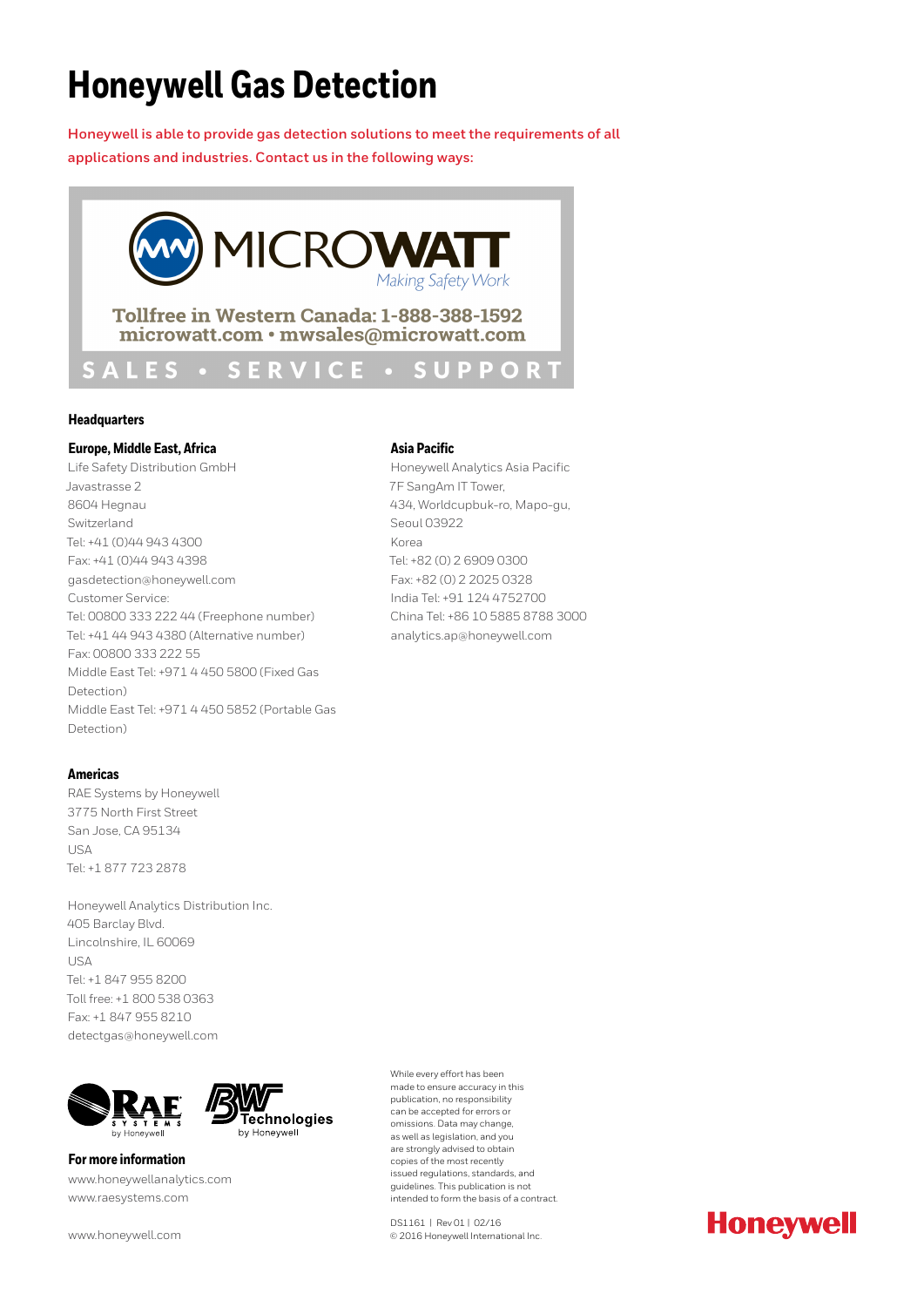# Honeywell Gas Detection

**Honeywell is able to provide gas detection solutions to meet the requirements of all applications and industries. Contact us in the following ways:**

MICROWATT
Making Safety Work

**Tollfree in Western Canada: 1-888-388-1592**
**microwatt.com • mwsales@microwatt.com**

SALES • SERVICE • SUPPORT

### Headquarters

**Europe, Middle East, Africa**
Life Safety Distribution GmbH
Javastrasse 2
8604 Hegnau
Switzerland
Tel: +41 (0)44 943 4300
Fax: +41 (0)44 943 4398
gasdetection@honeywell.com
Customer Service:
Tel: 00800 333 222 44 (Freephone number)
Tel: +41 44 943 4380 (Alternative number)
Fax: 00800 333 222 55
Middle East Tel: +971 4 450 5800 (Fixed Gas Detection)
Middle East Tel: +971 4 450 5852 (Portable Gas Detection)

**Americas**
RAE Systems by Honeywell
3775 North First Street
San Jose, CA 95134
USA
Tel: +1 877 723 2878

Honeywell Analytics Distribution Inc.
405 Barclay Blvd.
Lincolnshire, IL 60069
USA
Tel: +1 847 955 8200
Toll free: +1 800 538 0363
Fax: +1 847 955 8210
detectgas@honeywell.com

**Asia Pacific**
Honeywell Analytics Asia Pacific
7F SangAm IT Tower,
434, Worldcupbuk-ro, Mapo-gu,
Seoul 03922
Korea
Tel: +82 (0) 2 6909 0300
Fax: +82 (0) 2 2025 0328
India Tel: +91 124 4752700
China Tel: +86 10 5885 8788 3000
analytics.ap@honeywell.com

RAE Systems by Honeywell
BW Technologies by Honeywell

**For more information**
www.honeywellanalytics.com
www.raesystems.com

www.honeywell.com

While every effort has been made to ensure accuracy in this publication, no responsibility can be accepted for errors or omissions. Data may change, as well as legislation, and you are strongly advised to obtain copies of the most recently issued regulations, standards, and guidelines. This publication is not intended to form the basis of a contract.

DS1161 | Rev 01 | 02/16
© 2016 Honeywell International Inc.

Honeywell